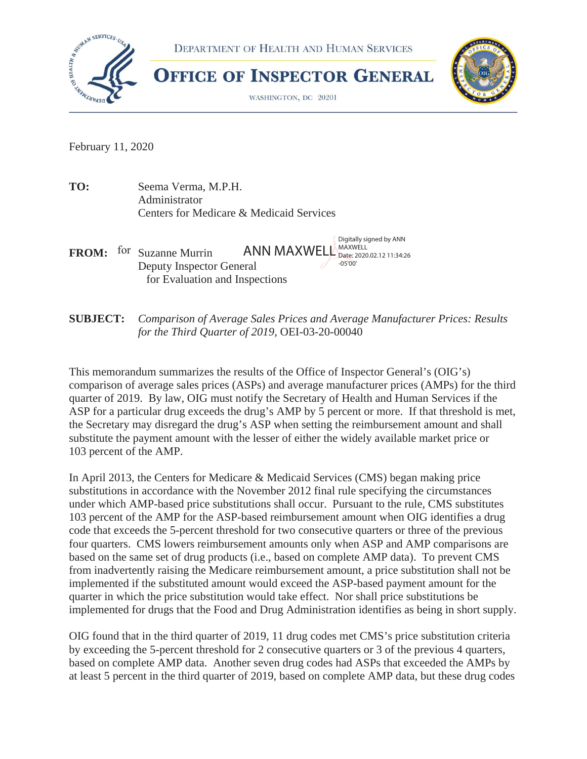DEPARTMENT OF HEALTH AND HUMAN SERVICES

# OFFICE OF INSPECTOR GENERAL

WASHINGTON, DC 20201

February 11, 2020

**TO:** Seema Verma, M.P.H.
Administrator
Centers for Medicare & Medicaid Services

**FROM:** for Suzanne Murrin ANN MAXWELL
Deputy Inspector General
for Evaluation and Inspections

Digitally signed by ANN MAXWELL
Date: 2020.02.12 11:34:26 -05'00'

**SUBJECT:** *Comparison of Average Sales Prices and Average Manufacturer Prices: Results for the Third Quarter of 2019*, OEI-03-20-00040

This memorandum summarizes the results of the Office of Inspector General's (OIG's) comparison of average sales prices (ASPs) and average manufacturer prices (AMPs) for the third quarter of 2019. By law, OIG must notify the Secretary of Health and Human Services if the ASP for a particular drug exceeds the drug's AMP by 5 percent or more. If that threshold is met, the Secretary may disregard the drug's ASP when setting the reimbursement amount and shall substitute the payment amount with the lesser of either the widely available market price or 103 percent of the AMP.

In April 2013, the Centers for Medicare & Medicaid Services (CMS) began making price substitutions in accordance with the November 2012 final rule specifying the circumstances under which AMP-based price substitutions shall occur. Pursuant to the rule, CMS substitutes 103 percent of the AMP for the ASP-based reimbursement amount when OIG identifies a drug code that exceeds the 5-percent threshold for two consecutive quarters or three of the previous four quarters. CMS lowers reimbursement amounts only when ASP and AMP comparisons are based on the same set of drug products (i.e., based on complete AMP data). To prevent CMS from inadvertently raising the Medicare reimbursement amount, a price substitution shall not be implemented if the substituted amount would exceed the ASP-based payment amount for the quarter in which the price substitution would take effect. Nor shall price substitutions be implemented for drugs that the Food and Drug Administration identifies as being in short supply.

OIG found that in the third quarter of 2019, 11 drug codes met CMS's price substitution criteria by exceeding the 5-percent threshold for 2 consecutive quarters or 3 of the previous 4 quarters, based on complete AMP data. Another seven drug codes had ASPs that exceeded the AMPs by at least 5 percent in the third quarter of 2019, based on complete AMP data, but these drug codes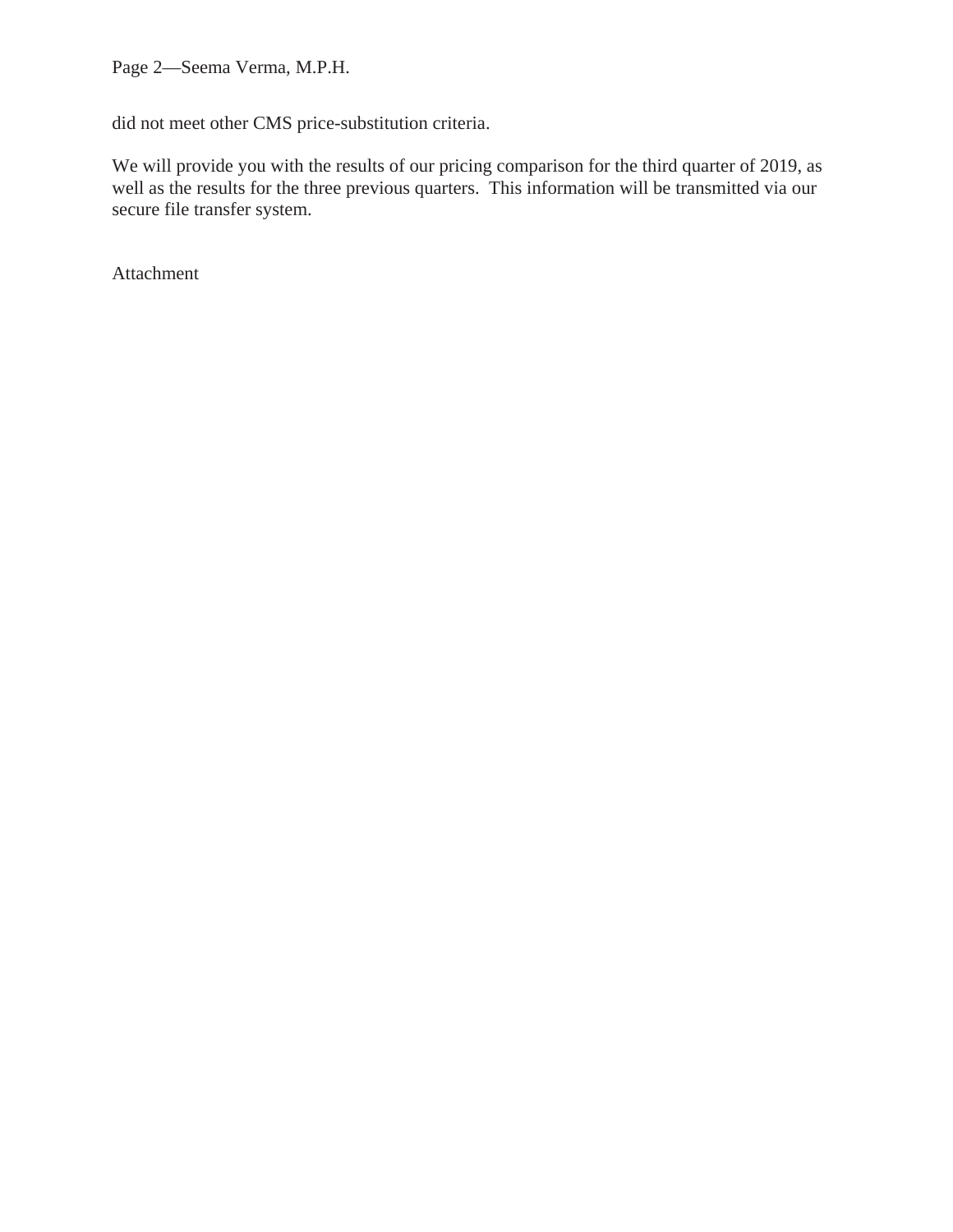did not meet other CMS price-substitution criteria.

We will provide you with the results of our pricing comparison for the third quarter of 2019, as well as the results for the three previous quarters. This information will be transmitted via our secure file transfer system.

Attachment